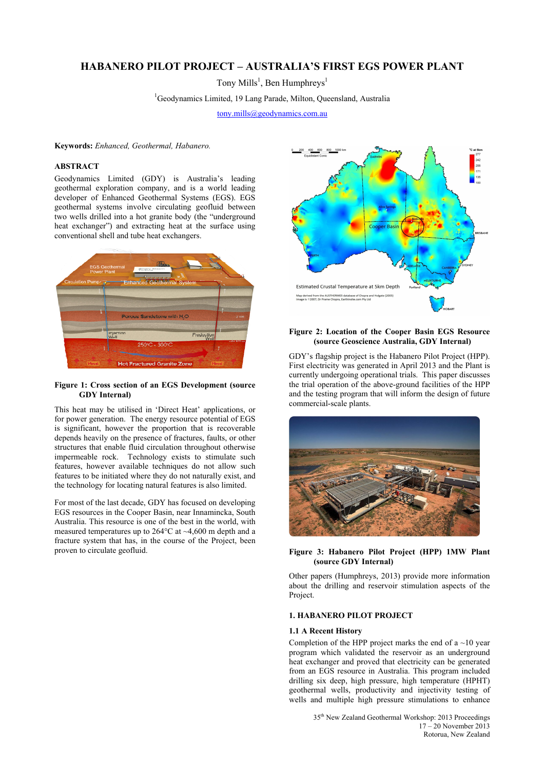# HABANERO PILOT PROJECT – AUSTRALIA'S FIRST EGS POWER PLANT

Tony Mills[1], Ben Humphreys[1]

[1]Geodynamics Limited, 19 Lang Parade, Milton, Queensland, Australia

tony.mills@geodynamics.com.au

**Keywords:** *Enhanced, Geothermal, Habanero.*

## ABSTRACT

Geodynamics Limited (GDY) is Australia's leading geothermal exploration company, and is a world leading developer of Enhanced Geothermal Systems (EGS). EGS geothermal systems involve circulating geofluid between two wells drilled into a hot granite body (the "underground heat exchanger") and extracting heat at the surface using conventional shell and tube heat exchangers.

**Figure 1: Cross section of an EGS Development (source GDY Internal)**

This heat may be utilised in 'Direct Heat' applications, or for power generation. The energy resource potential of EGS is significant, however the proportion that is recoverable depends heavily on the presence of fractures, faults, or other structures that enable fluid circulation throughout otherwise impermeable rock. Technology exists to stimulate such features, however available techniques do not allow such features to be initiated where they do not naturally exist, and the technology for locating natural features is also limited.

For most of the last decade, GDY has focused on developing EGS resources in the Cooper Basin, near Innamincka, South Australia. This resource is one of the best in the world, with measured temperatures up to 264°C at ~4,600 m depth and a fracture system that has, in the course of the Project, been proven to circulate geofluid.

**Figure 2: Location of the Cooper Basin EGS Resource (source Geoscience Australia, GDY Internal)**

GDY's flagship project is the Habanero Pilot Project (HPP). First electricity was generated in April 2013 and the Plant is currently undergoing operational trials. This paper discusses the trial operation of the above-ground facilities of the HPP and the testing program that will inform the design of future commercial-scale plants.

**Figure 3: Habanero Pilot Project (HPP) 1MW Plant (source GDY Internal)**

Other papers (Humphreys, 2013) provide more information about the drilling and reservoir stimulation aspects of the Project.

## 1. HABANERO PILOT PROJECT

### 1.1 A Recent History

Completion of the HPP project marks the end of a ~10 year program which validated the reservoir as an underground heat exchanger and proved that electricity can be generated from an EGS resource in Australia. This program included drilling six deep, high pressure, high temperature (HPHT) geothermal wells, productivity and injectivity testing of wells and multiple high pressure stimulations to enhance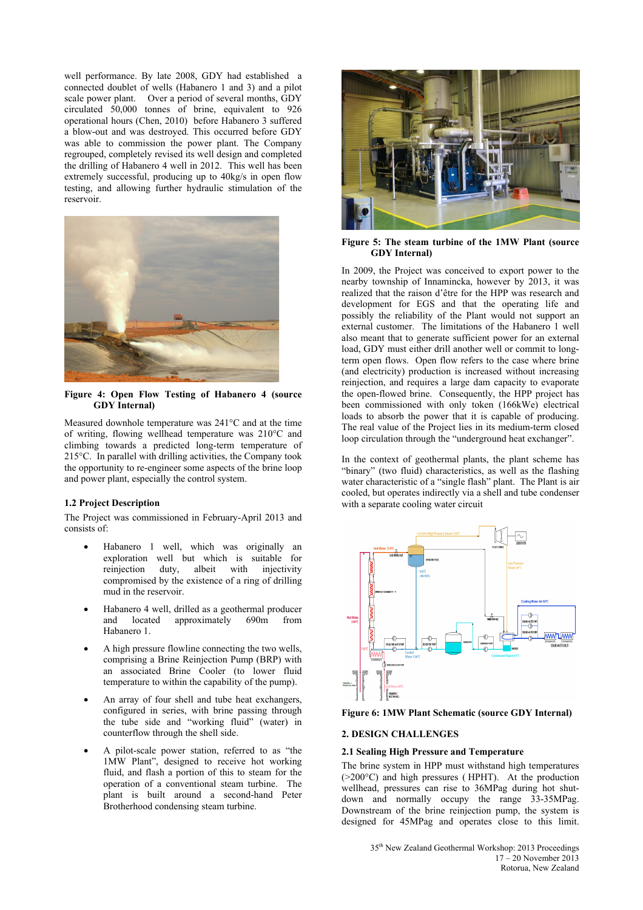well performance. By late 2008, GDY had established a connected doublet of wells (Habanero 1 and 3) and a pilot scale power plant. Over a period of several months, GDY circulated 50,000 tonnes of brine, equivalent to 926 operational hours (Chen, 2010) before Habanero 3 suffered a blow-out and was destroyed. This occurred before GDY was able to commission the power plant. The Company regrouped, completely revised its well design and completed the drilling of Habanero 4 well in 2012. This well has been extremely successful, producing up to 40kg/s in open flow testing, and allowing further hydraulic stimulation of the reservoir.

**Figure 4: Open Flow Testing of Habanero 4 (source GDY Internal)**

Measured downhole temperature was 241°C and at the time of writing, flowing wellhead temperature was 210°C and climbing towards a predicted long-term temperature of 215°C. In parallel with drilling activities, the Company took the opportunity to re-engineer some aspects of the brine loop and power plant, especially the control system.

### 1.2 Project Description

The Project was commissioned in February-April 2013 and consists of:

- Habanero 1 well, which was originally an exploration well but which is suitable for reinjection duty, albeit with injectivity compromised by the existence of a ring of drilling mud in the reservoir.
- Habanero 4 well, drilled as a geothermal producer and located approximately 690m from Habanero 1.
- A high pressure flowline connecting the two wells, comprising a Brine Reinjection Pump (BRP) with an associated Brine Cooler (to lower fluid temperature to within the capability of the pump).
- An array of four shell and tube heat exchangers, configured in series, with brine passing through the tube side and "working fluid" (water) in counterflow through the shell side.
- A pilot-scale power station, referred to as "the 1MW Plant", designed to receive hot working fluid, and flash a portion of this to steam for the operation of a conventional steam turbine. The plant is built around a second-hand Peter Brotherhood condensing steam turbine.

**Figure 5: The steam turbine of the 1MW Plant (source GDY Internal)**

In 2009, the Project was conceived to export power to the nearby township of Innamincka, however by 2013, it was realized that the raison d'être for the HPP was research and development for EGS and that the operating life and possibly the reliability of the Plant would not support an external customer. The limitations of the Habanero 1 well also meant that to generate sufficient power for an external load, GDY must either drill another well or commit to long-term open flows. Open flow refers to the case where brine (and electricity) production is increased without increasing reinjection, and requires a large dam capacity to evaporate the open-flowed brine. Consequently, the HPP project has been commissioned with only token (166kWe) electrical loads to absorb the power that it is capable of producing. The real value of the Project lies in its medium-term closed loop circulation through the "underground heat exchanger".

In the context of geothermal plants, the plant scheme has "binary" (two fluid) characteristics, as well as the flashing water characteristic of a "single flash" plant. The Plant is air cooled, but operates indirectly via a shell and tube condenser with a separate cooling water circuit

**Figure 6: 1MW Plant Schematic (source GDY Internal)**

## 2. DESIGN CHALLENGES

### 2.1 Sealing High Pressure and Temperature

The brine system in HPP must withstand high temperatures (>200°C) and high pressures ( HPHT). At the production wellhead, pressures can rise to 36MPag during hot shut-down and normally occupy the range 33-35MPag. Downstream of the brine reinjection pump, the system is designed for 45MPag and operates close to this limit.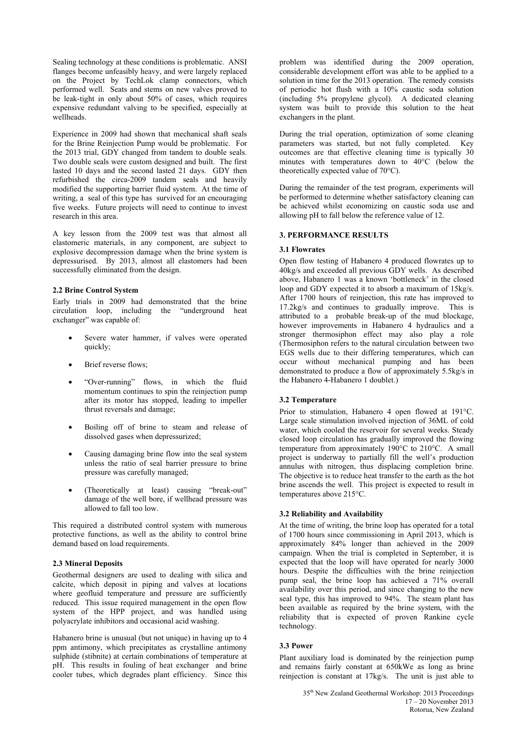Sealing technology at these conditions is problematic. ANSI flanges become unfeasibly heavy, and were largely replaced on the Project by TechLok clamp connectors, which performed well. Seats and stems on new valves proved to be leak-tight in only about 50% of cases, which requires expensive redundant valving to be specified, especially at wellheads.

Experience in 2009 had shown that mechanical shaft seals for the Brine Reinjection Pump would be problematic. For the 2013 trial, GDY changed from tandem to double seals. Two double seals were custom designed and built. The first lasted 10 days and the second lasted 21 days. GDY then refurbished the circa-2009 tandem seals and heavily modified the supporting barrier fluid system. At the time of writing, a seal of this type has survived for an encouraging five weeks. Future projects will need to continue to invest research in this area.

A key lesson from the 2009 test was that almost all elastomeric materials, in any component, are subject to explosive decompression damage when the brine system is depressurised. By 2013, almost all elastomers had been successfully eliminated from the design.

#### 2.2 Brine Control System

Early trials in 2009 had demonstrated that the brine circulation loop, including the "underground heat exchanger" was capable of:

- Severe water hammer, if valves were operated quickly;
- Brief reverse flows;
- "Over-running" flows, in which the fluid momentum continues to spin the reinjection pump after its motor has stopped, leading to impeller thrust reversals and damage;
- Boiling off of brine to steam and release of dissolved gases when depressurized;
- Causing damaging brine flow into the seal system unless the ratio of seal barrier pressure to brine pressure was carefully managed;
- (Theoretically at least) causing "break-out" damage of the well bore, if wellhead pressure was allowed to fall too low.

This required a distributed control system with numerous protective functions, as well as the ability to control brine demand based on load requirements.

#### 2.3 Mineral Deposits

Geothermal designers are used to dealing with silica and calcite, which deposit in piping and valves at locations where geofluid temperature and pressure are sufficiently reduced. This issue required management in the open flow system of the HPP project, and was handled using polyacrylate inhibitors and occasional acid washing.

Habanero brine is unusual (but not unique) in having up to 4 ppm antimony, which precipitates as crystalline antimony sulphide (stibnite) at certain combinations of temperature at pH. This results in fouling of heat exchanger and brine cooler tubes, which degrades plant efficiency. Since this problem was identified during the 2009 operation, considerable development effort was able to be applied to a solution in time for the 2013 operation. The remedy consists of periodic hot flush with a 10% caustic soda solution (including 5% propylene glycol). A dedicated cleaning system was built to provide this solution to the heat exchangers in the plant.

During the trial operation, optimization of some cleaning parameters was started, but not fully completed. Key outcomes are that effective cleaning time is typically 30 minutes with temperatures down to 40°C (below the theoretically expected value of 70°C).

During the remainder of the test program, experiments will be performed to determine whether satisfactory cleaning can be achieved whilst economizing on caustic soda use and allowing pH to fall below the reference value of 12.

### 3. PERFORMANCE RESULTS

#### 3.1 Flowrates

Open flow testing of Habanero 4 produced flowrates up to 40kg/s and exceeded all previous GDY wells. As described above, Habanero 1 was a known 'bottleneck' in the closed loop and GDY expected it to absorb a maximum of 15kg/s. After 1700 hours of reinjection, this rate has improved to 17.2kg/s and continues to gradually improve. This is attributed to a probable break-up of the mud blockage, however improvements in Habanero 4 hydraulics and a stronger thermosiphon effect may also play a role (Thermosiphon refers to the natural circulation between two EGS wells due to their differing temperatures, which can occur without mechanical pumping and has been demonstrated to produce a flow of approximately 5.5kg/s in the Habanero 4-Habanero 1 doublet.)

#### 3.2 Temperature

Prior to stimulation, Habanero 4 open flowed at 191°C. Large scale stimulation involved injection of 36ML of cold water, which cooled the reservoir for several weeks. Steady closed loop circulation has gradually improved the flowing temperature from approximately 190°C to 210°C. A small project is underway to partially fill the well's production annulus with nitrogen, thus displacing completion brine. The objective is to reduce heat transfer to the earth as the hot brine ascends the well. This project is expected to result in temperatures above 215°C.

#### 3.2 Reliability and Availability

At the time of writing, the brine loop has operated for a total of 1700 hours since commissioning in April 2013, which is approximately 84% longer than achieved in the 2009 campaign. When the trial is completed in September, it is expected that the loop will have operated for nearly 3000 hours. Despite the difficulties with the brine reinjection pump seal, the brine loop has achieved a 71% overall availability over this period, and since changing to the new seal type, this has improved to 94%. The steam plant has been available as required by the brine system, with the reliability that is expected of proven Rankine cycle technology.

#### 3.3 Power

Plant auxiliary load is dominated by the reinjection pump and remains fairly constant at 650kWe as long as brine reinjection is constant at 17kg/s. The unit is just able to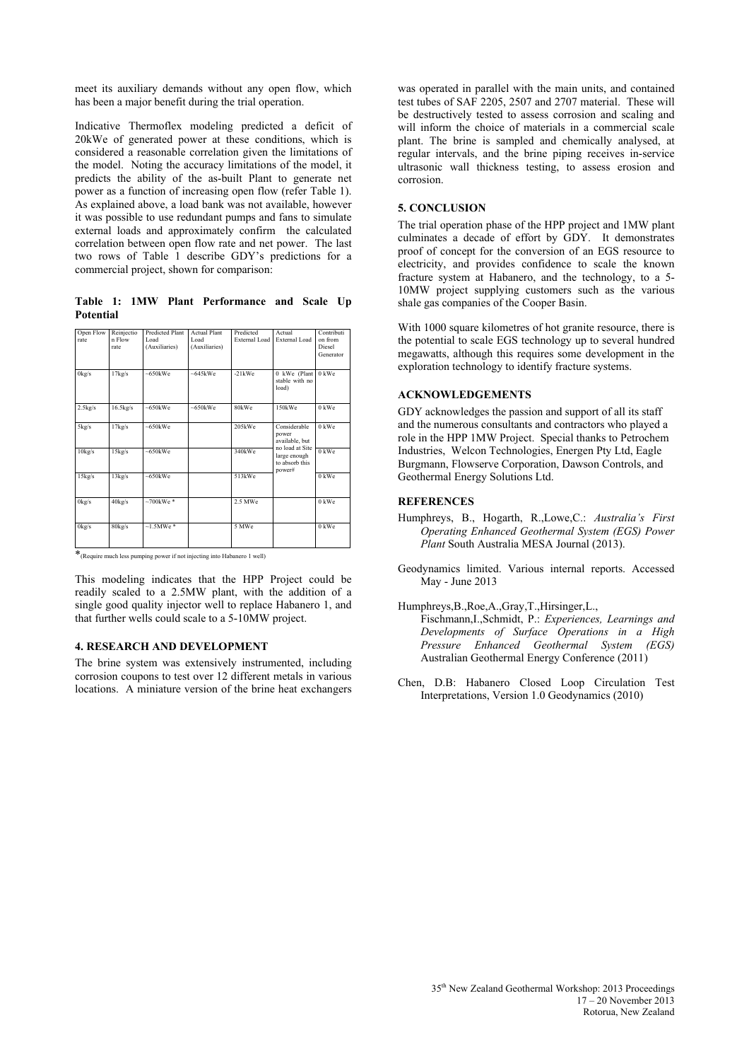meet its auxiliary demands without any open flow, which has been a major benefit during the trial operation.

Indicative Thermoflex modeling predicted a deficit of 20kWe of generated power at these conditions, which is considered a reasonable correlation given the limitations of the model. Noting the accuracy limitations of the model, it predicts the ability of the as-built Plant to generate net power as a function of increasing open flow (refer Table 1). As explained above, a load bank was not available, however it was possible to use redundant pumps and fans to simulate external loads and approximately confirm the calculated correlation between open flow rate and net power. The last two rows of Table 1 describe GDY's predictions for a commercial project, shown for comparison:

**Table 1: 1MW Plant Performance and Scale Up Potential**

| Open Flow rate | Reinjection Flow rate | Predicted Plant Load (Auxiliaries) | Actual Plant Load (Auxiliaries) | Predicted External Load | Actual External Load | Contribution from Diesel Generator |
|---|---|---|---|---|---|---|
| 0kg/s | 17kg/s | ~650kWe | ~645kWe | -21kWe | 0 kWe (Plant stable with no load) | 0 kWe |
| 2.5kg/s | 16.5kg/s | ~650kWe | ~650kWe | 80kWe | 150kWe | 0 kWe |
| 5kg/s | 17kg/s | ~650kWe | | 205kWe | Considerable power available, but no load at Site large enough to absorb this power# | 0 kWe |
| 10kg/s | 15kg/s | ~650kWe | | 340kWe | | 0 kWe |
| 15kg/s | 13kg/s | ~650kWe | | 513kWe | | 0 kWe |
| 0kg/s | 40kg/s | ~700kWe * | | 2.5 MWe | | 0 kWe |
| 0kg/s | 80kg/s | ~1.5MWe * | | 5 MWe | | 0 kWe |

*(Require much less pumping power if not injecting into Habanero 1 well)

This modeling indicates that the HPP Project could be readily scaled to a 2.5MW plant, with the addition of a single good quality injector well to replace Habanero 1, and that further wells could scale to a 5-10MW project.

## 4. RESEARCH AND DEVELOPMENT

The brine system was extensively instrumented, including corrosion coupons to test over 12 different metals in various locations. A miniature version of the brine heat exchangers was operated in parallel with the main units, and contained test tubes of SAF 2205, 2507 and 2707 material. These will be destructively tested to assess corrosion and scaling and will inform the choice of materials in a commercial scale plant. The brine is sampled and chemically analysed, at regular intervals, and the brine piping receives in-service ultrasonic wall thickness testing, to assess erosion and corrosion.

## 5. CONCLUSION

The trial operation phase of the HPP project and 1MW plant culminates a decade of effort by GDY. It demonstrates proof of concept for the conversion of an EGS resource to electricity, and provides confidence to scale the known fracture system at Habanero, and the technology, to a 5-10MW project supplying customers such as the various shale gas companies of the Cooper Basin.

With 1000 square kilometres of hot granite resource, there is the potential to scale EGS technology up to several hundred megawatts, although this requires some development in the exploration technology to identify fracture systems.

## ACKNOWLEDGEMENTS

GDY acknowledges the passion and support of all its staff and the numerous consultants and contractors who played a role in the HPP 1MW Project. Special thanks to Petrochem Industries, Welcon Technologies, Energen Pty Ltd, Eagle Burgmann, Flowserve Corporation, Dawson Controls, and Geothermal Energy Solutions Ltd.

## REFERENCES

Humphreys, B., Hogarth, R.,Lowe,C.: *Australia's First Operating Enhanced Geothermal System (EGS) Power Plant* South Australia MESA Journal (2013).

Geodynamics limited. Various internal reports. Accessed May - June 2013

Humphreys,B.,Roe,A.,Gray,T.,Hirsinger,L., Fischmann,I.,Schmidt, P.: *Experiences, Learnings and Developments of Surface Operations in a High Pressure Enhanced Geothermal System (EGS)* Australian Geothermal Energy Conference (2011)

Chen, D.B: Habanero Closed Loop Circulation Test Interpretations, Version 1.0 Geodynamics (2010)